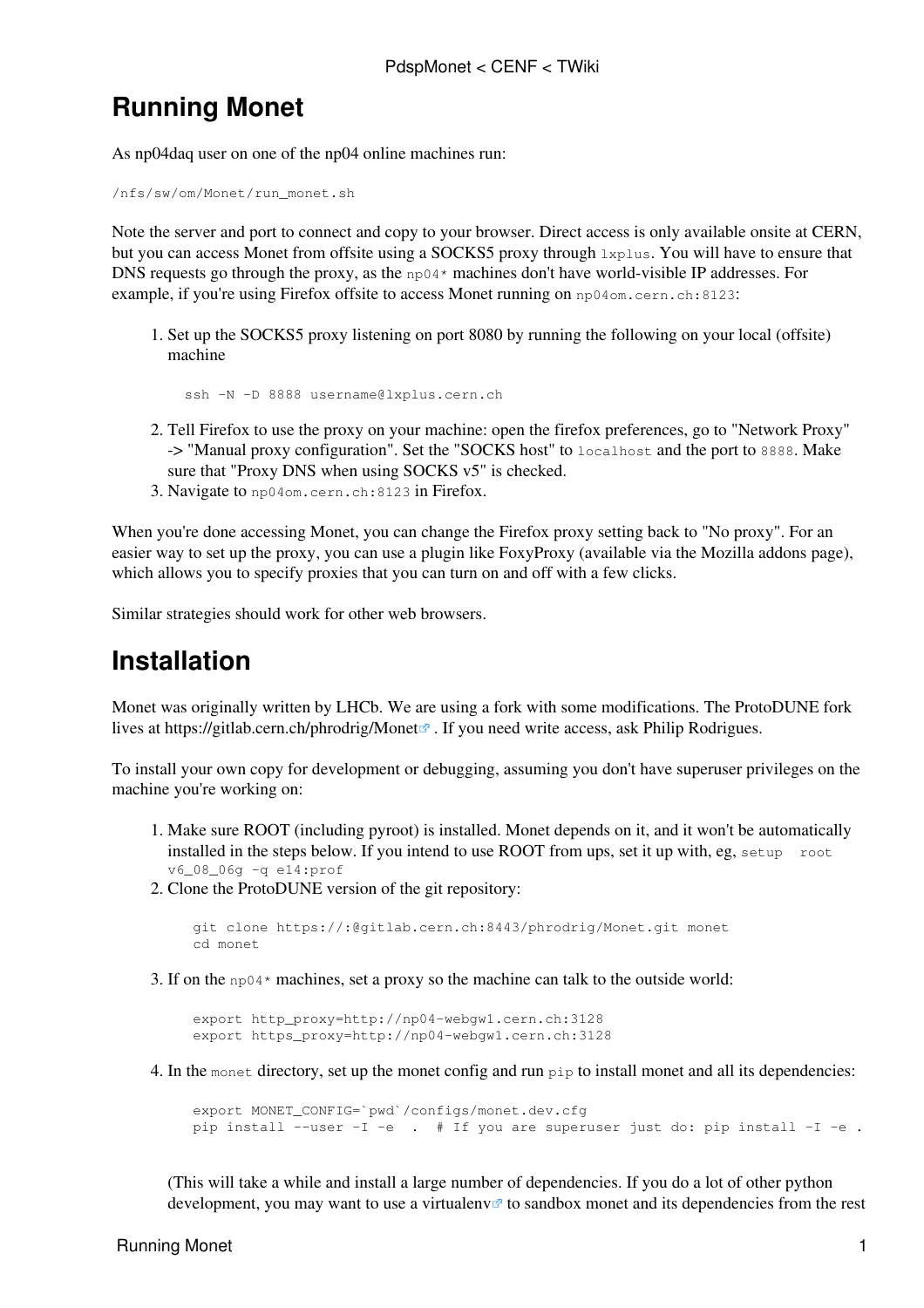# Running Monet

As np04daq user on one of the np04 online machines run:

```
/nfs/sw/om/Monet/run_monet.sh
```

Note the server and port to connect and copy to your browser. Direct access is only available onsite at CERN, but you can access Monet from offsite using a SOCKS5 proxy through `lxplus`. You will have to ensure that DNS requests go through the proxy, as the `np04*` machines don't have world-visible IP addresses. For example, if you're using Firefox offsite to access Monet running on `np04om.cern.ch:8123`:

1. Set up the SOCKS5 proxy listening on port 8080 by running the following on your local (offsite) machine

   ```
   ssh -N -D 8888 username@lxplus.cern.ch
   ```
2. Tell Firefox to use the proxy on your machine: open the firefox preferences, go to "Network Proxy" -> "Manual proxy configuration". Set the "SOCKS host" to `localhost` and the port to `8888`. Make sure that "Proxy DNS when using SOCKS v5" is checked.
3. Navigate to `np04om.cern.ch:8123` in Firefox.

When you're done accessing Monet, you can change the Firefox proxy setting back to "No proxy". For an easier way to set up the proxy, you can use a plugin like FoxyProxy (available via the Mozilla addons page), which allows you to specify proxies that you can turn on and off with a few clicks.

Similar strategies should work for other web browsers.

# Installation

Monet was originally written by LHCb. We are using a fork with some modifications. The ProtoDUNE fork lives at https://gitlab.cern.ch/phrodrig/Monet . If you need write access, ask Philip Rodrigues.

To install your own copy for development or debugging, assuming you don't have superuser privileges on the machine you're working on:

1. Make sure ROOT (including pyroot) is installed. Monet depends on it, and it won't be automatically installed in the steps below. If you intend to use ROOT from ups, set it up with, eg, `setup root v6_08_06g -q e14:prof`
2. Clone the ProtoDUNE version of the git repository:

   ```
   git clone https://:@gitlab.cern.ch:8443/phrodrig/Monet.git monet
   cd monet
   ```
3. If on the `np04*` machines, set a proxy so the machine can talk to the outside world:

   ```
   export http_proxy=http://np04-webgw1.cern.ch:3128
   export https_proxy=http://np04-webgw1.cern.ch:3128
   ```
4. In the `monet` directory, set up the monet config and run `pip` to install monet and all its dependencies:

   ```
   export MONET_CONFIG=`pwd`/configs/monet.dev.cfg
   pip install --user -I -e  .  # If you are superuser just do: pip install -I -e .
   ```

   (This will take a while and install a large number of dependencies. If you do a lot of other python development, you may want to use a virtualenv to sandbox monet and its dependencies from the rest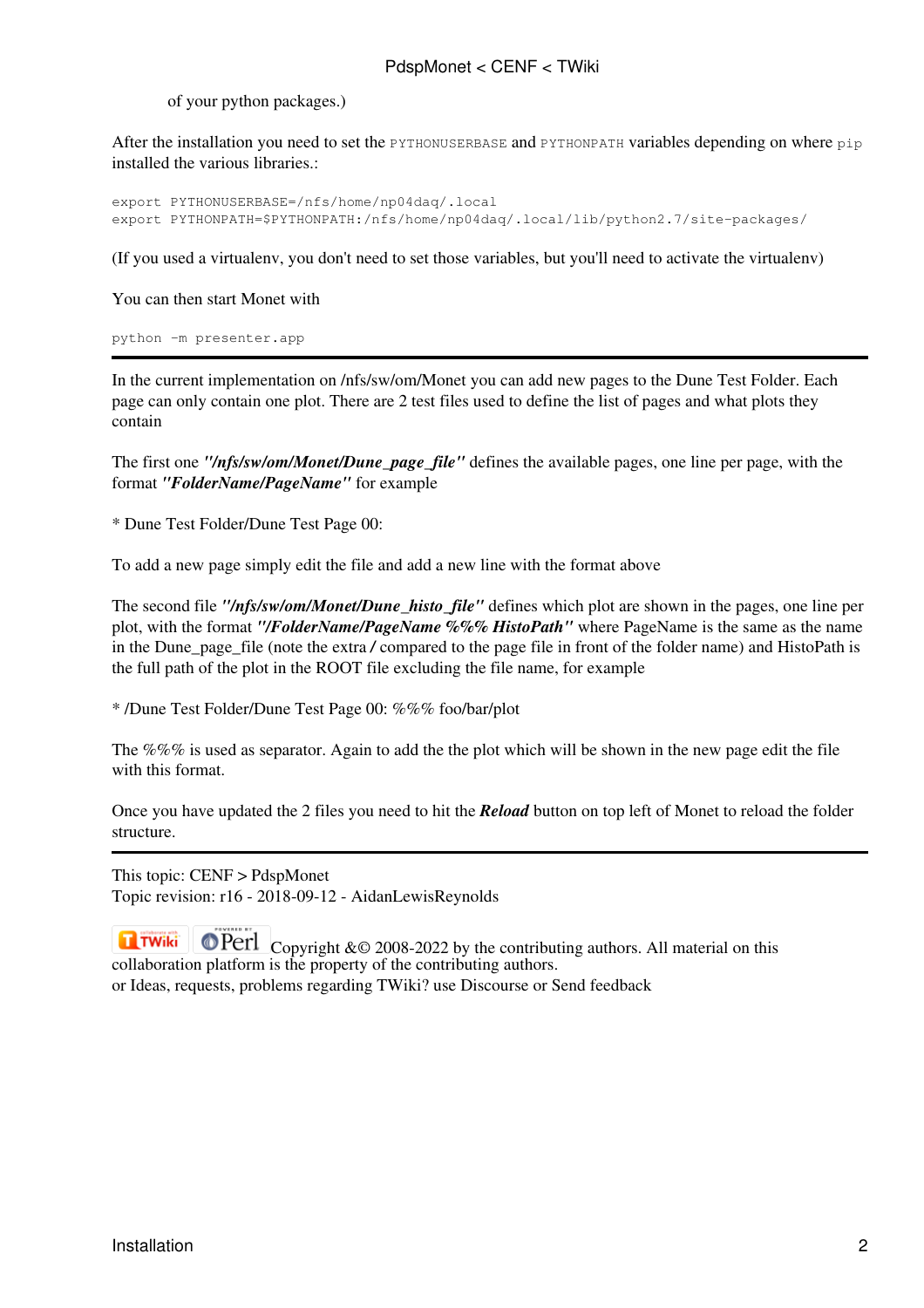of your python packages.)

After the installation you need to set the `PYTHONUSERBASE` and `PYTHONPATH` variables depending on where `pip` installed the various libraries.:

```
export PYTHONUSERBASE=/nfs/home/np04daq/.local
export PYTHONPATH=$PYTHONPATH:/nfs/home/np04daq/.local/lib/python2.7/site-packages/
```

(If you used a virtualenv, you don't need to set those variables, but you'll need to activate the virtualenv)

You can then start Monet with

```
python -m presenter.app
```

---

In the current implementation on /nfs/sw/om/Monet you can add new pages to the Dune Test Folder. Each page can only contain one plot. There are 2 test files used to define the list of pages and what plots they contain

The first one ***"/nfs/sw/om/Monet/Dune_page_file"*** defines the available pages, one line per page, with the format ***"FolderName/PageName"*** for example

* Dune Test Folder/Dune Test Page 00:

To add a new page simply edit the file and add a new line with the format above

The second file ***"/nfs/sw/om/Monet/Dune_histo_file"*** defines which plot are shown in the pages, one line per plot, with the format ***"/FolderName/PageName %%% HistoPath"*** where PageName is the same as the name in the Dune_page_file (note the extra **/** compared to the page file in front of the folder name) and HistoPath is the full path of the plot in the ROOT file excluding the file name, for example

* /Dune Test Folder/Dune Test Page 00: %%% foo/bar/plot

The %%% is used as separator. Again to add the the plot which will be shown in the new page edit the file with this format.

Once you have updated the 2 files you need to hit the ***Reload*** button on top left of Monet to reload the folder structure.

---

This topic: CENF > PdspMonet
Topic revision: r16 - 2018-09-12 - AidanLewisReynolds

Copyright &© 2008-2022 by the contributing authors. All material on this collaboration platform is the property of the contributing authors.
or Ideas, requests, problems regarding TWiki? use Discourse or Send feedback